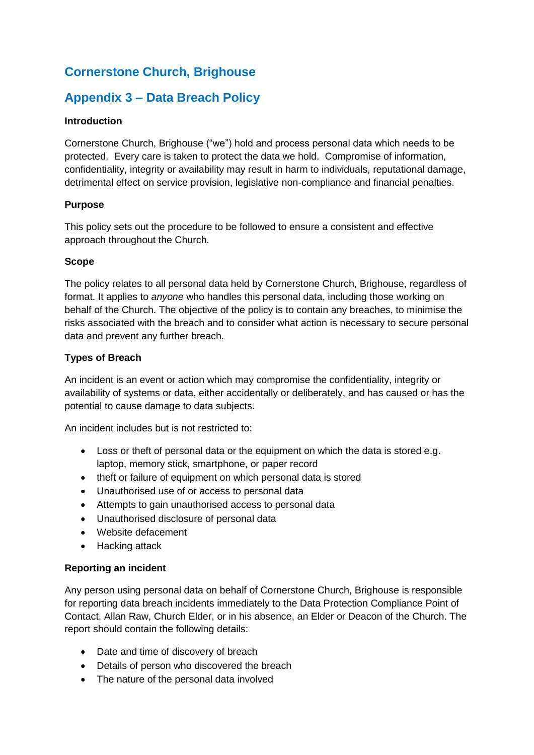# Cornerstone Church, Brighouse

## Appendix 3 – Data Breach Policy

**Introduction**

Cornerstone Church, Brighouse ("we") hold and process personal data which needs to be protected. Every care is taken to protect the data we hold. Compromise of information, confidentiality, integrity or availability may result in harm to individuals, reputational damage, detrimental effect on service provision, legislative non-compliance and financial penalties.

**Purpose**

This policy sets out the procedure to be followed to ensure a consistent and effective approach throughout the Church.

**Scope**

The policy relates to all personal data held by Cornerstone Church, Brighouse, regardless of format. It applies to *anyone* who handles this personal data, including those working on behalf of the Church. The objective of the policy is to contain any breaches, to minimise the risks associated with the breach and to consider what action is necessary to secure personal data and prevent any further breach.

**Types of Breach**

An incident is an event or action which may compromise the confidentiality, integrity or availability of systems or data, either accidentally or deliberately, and has caused or has the potential to cause damage to data subjects.

An incident includes but is not restricted to:

- Loss or theft of personal data or the equipment on which the data is stored e.g. laptop, memory stick, smartphone, or paper record
- theft or failure of equipment on which personal data is stored
- Unauthorised use of or access to personal data
- Attempts to gain unauthorised access to personal data
- Unauthorised disclosure of personal data
- Website defacement
- Hacking attack

**Reporting an incident**

Any person using personal data on behalf of Cornerstone Church, Brighouse is responsible for reporting data breach incidents immediately to the Data Protection Compliance Point of Contact, Allan Raw, Church Elder, or in his absence, an Elder or Deacon of the Church. The report should contain the following details:

- Date and time of discovery of breach
- Details of person who discovered the breach
- The nature of the personal data involved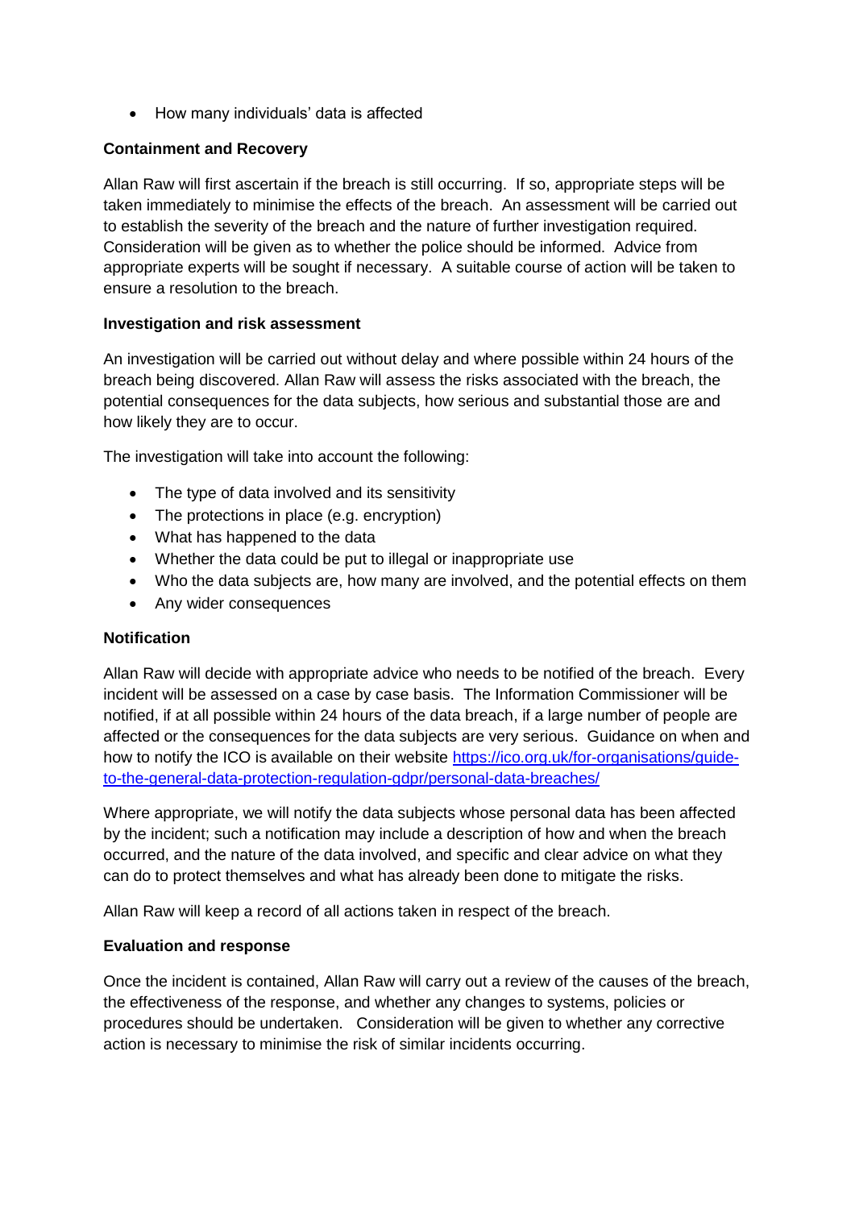- How many individuals' data is affected

**Containment and Recovery**

Allan Raw will first ascertain if the breach is still occurring. If so, appropriate steps will be taken immediately to minimise the effects of the breach. An assessment will be carried out to establish the severity of the breach and the nature of further investigation required. Consideration will be given as to whether the police should be informed. Advice from appropriate experts will be sought if necessary. A suitable course of action will be taken to ensure a resolution to the breach.

**Investigation and risk assessment**

An investigation will be carried out without delay and where possible within 24 hours of the breach being discovered. Allan Raw will assess the risks associated with the breach, the potential consequences for the data subjects, how serious and substantial those are and how likely they are to occur.

The investigation will take into account the following:

- The type of data involved and its sensitivity
- The protections in place (e.g. encryption)
- What has happened to the data
- Whether the data could be put to illegal or inappropriate use
- Who the data subjects are, how many are involved, and the potential effects on them
- Any wider consequences

**Notification**

Allan Raw will decide with appropriate advice who needs to be notified of the breach. Every incident will be assessed on a case by case basis. The Information Commissioner will be notified, if at all possible within 24 hours of the data breach, if a large number of people are affected or the consequences for the data subjects are very serious. Guidance on when and how to notify the ICO is available on their website [https://ico.org.uk/for-organisations/guide-to-the-general-data-protection-regulation-gdpr/personal-data-breaches/](https://ico.org.uk/for-organisations/guide-to-the-general-data-protection-regulation-gdpr/personal-data-breaches/)

Where appropriate, we will notify the data subjects whose personal data has been affected by the incident; such a notification may include a description of how and when the breach occurred, and the nature of the data involved, and specific and clear advice on what they can do to protect themselves and what has already been done to mitigate the risks.

Allan Raw will keep a record of all actions taken in respect of the breach.

**Evaluation and response**

Once the incident is contained, Allan Raw will carry out a review of the causes of the breach, the effectiveness of the response, and whether any changes to systems, policies or procedures should be undertaken. Consideration will be given to whether any corrective action is necessary to minimise the risk of similar incidents occurring.